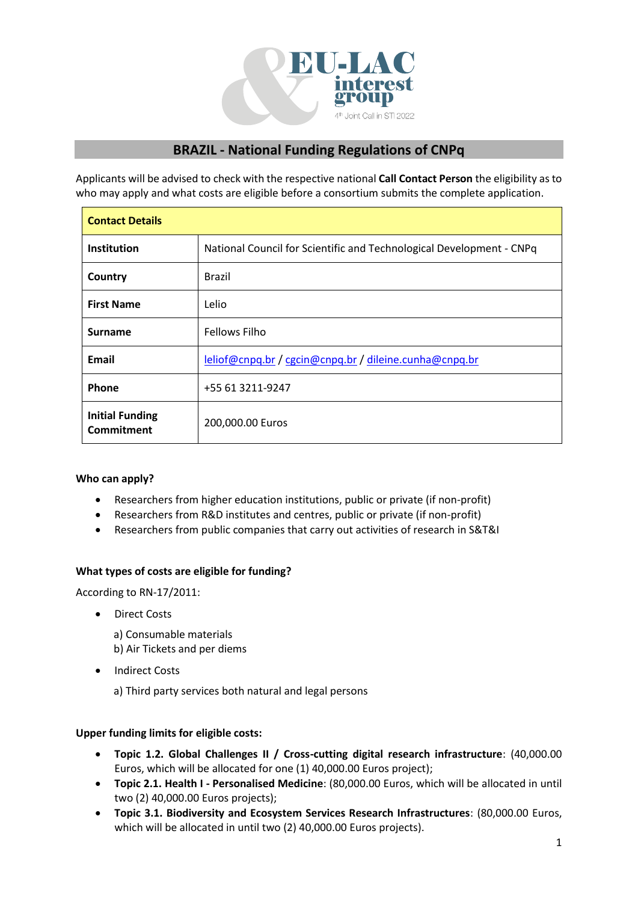# BRAZIL - National Funding Regulations of CNPq

Applicants will be advised to check with the respective national **Call Contact Person** the eligibility as to who may apply and what costs are eligible before a consortium submits the complete application.

| **Contact Details** | |
|---|---|
| **Institution** | National Council for Scientific and Technological Development - CNPq |
| **Country** | Brazil |
| **First Name** | Lelio |
| **Surname** | Fellows Filho |
| **Email** | leliof@cnpq.br / cgcin@cnpq.br / dileine.cunha@cnpq.br |
| **Phone** | +55 61 3211-9247 |
| **Initial Funding Commitment** | 200,000.00 Euros |

**Who can apply?**

- Researchers from higher education institutions, public or private (if non-profit)
- Researchers from R&D institutes and centres, public or private (if non-profit)
- Researchers from public companies that carry out activities of research in S&T&I

**What types of costs are eligible for funding?**

According to RN-17/2011:

- Direct Costs

  a) Consumable materials
  b) Air Tickets and per diems

- Indirect Costs

  a) Third party services both natural and legal persons

**Upper funding limits for eligible costs:**

- **Topic 1.2. Global Challenges II / Cross-cutting digital research infrastructure**: (40,000.00 Euros, which will be allocated for one (1) 40,000.00 Euros project);
- **Topic 2.1. Health I - Personalised Medicine**: (80,000.00 Euros, which will be allocated in until two (2) 40,000.00 Euros projects);
- **Topic 3.1. Biodiversity and Ecosystem Services Research Infrastructures**: (80,000.00 Euros, which will be allocated in until two (2) 40,000.00 Euros projects).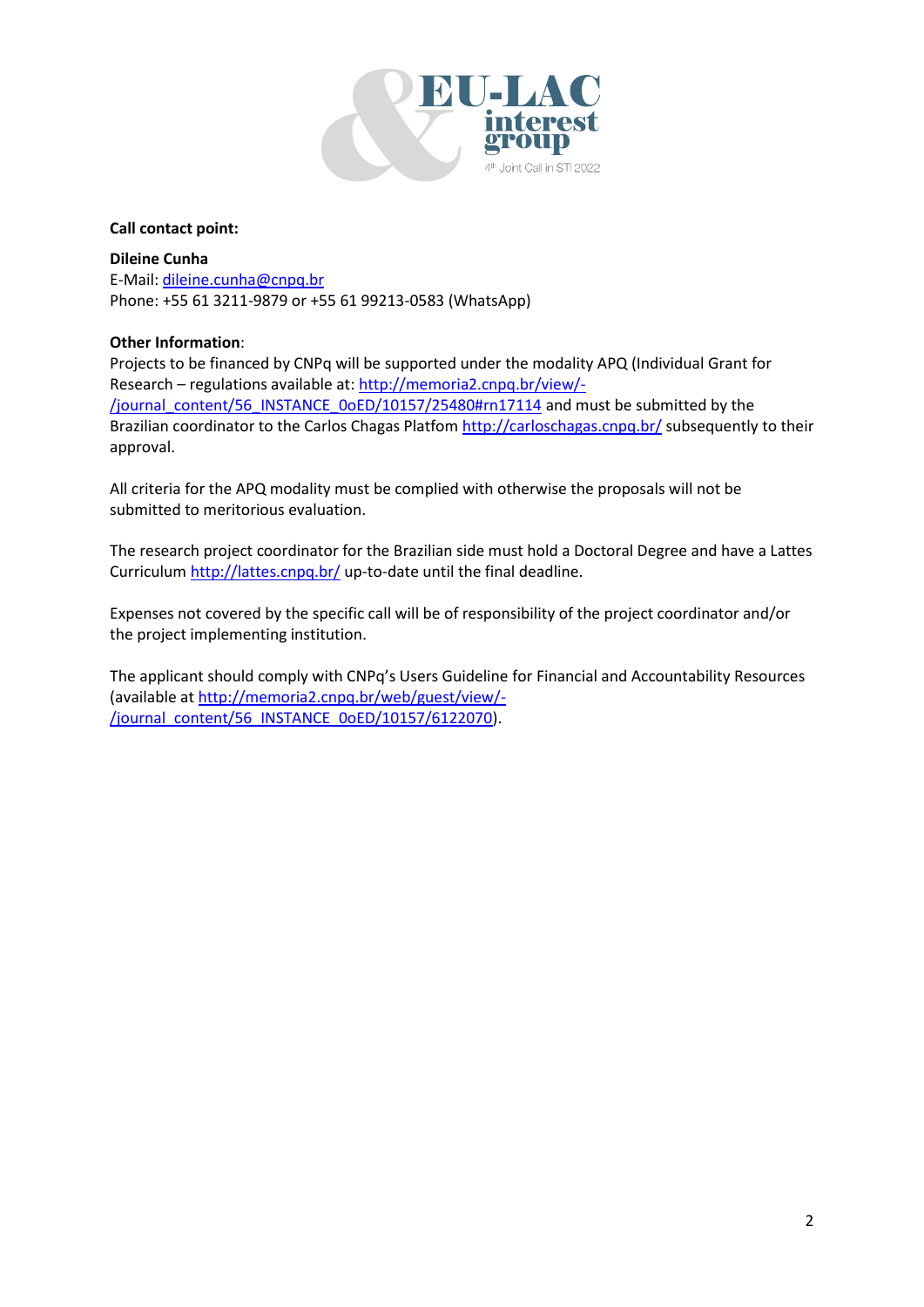**Call contact point:**

**Dileine Cunha**
E-Mail: dileine.cunha@cnpq.br
Phone: +55 61 3211-9879 or +55 61 99213-0583 (WhatsApp)

**Other Information**:
Projects to be financed by CNPq will be supported under the modality APQ (Individual Grant for Research – regulations available at: http://memoria2.cnpq.br/view/-/journal_content/56_INSTANCE_0oED/10157/25480#rn17114 and must be submitted by the Brazilian coordinator to the Carlos Chagas Platfom http://carloschagas.cnpq.br/ subsequently to their approval.

All criteria for the APQ modality must be complied with otherwise the proposals will not be submitted to meritorious evaluation.

The research project coordinator for the Brazilian side must hold a Doctoral Degree and have a Lattes Curriculum http://lattes.cnpq.br/ up-to-date until the final deadline.

Expenses not covered by the specific call will be of responsibility of the project coordinator and/or the project implementing institution.

The applicant should comply with CNPq's Users Guideline for Financial and Accountability Resources (available at http://memoria2.cnpq.br/web/guest/view/-/journal_content/56_INSTANCE_0oED/10157/6122070).